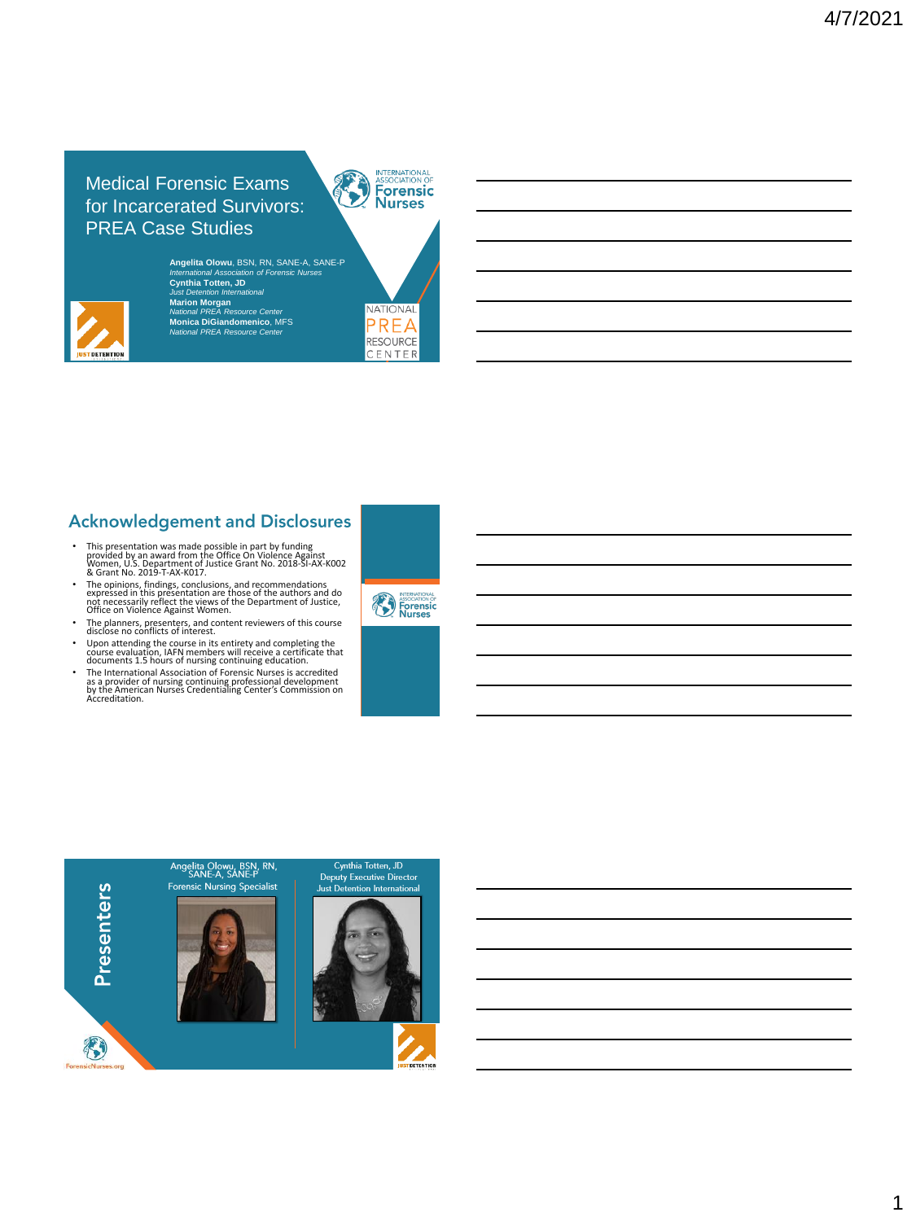# Medical Forensic Exams for Incarcerated Survivors: PREA Case Studies

**Angelita Olowu**, BSN, RN, SANE-A, SANE-P
*International Association of Forensic Nurses*
**Cynthia Totten, JD**
*Just Detention International*
**Marion Morgan**
*National PREA Resource Center*
**Monica DiGiandomenico**, MFS
*National PREA Resource Center*

## Acknowledgement and Disclosures

- This presentation was made possible in part by funding provided by an award from the Office On Violence Against Women, U.S. Department of Justice Grant No. 2018-SI-AX-K002 & Grant No. 2019-T-AX-K017.
- The opinions, findings, conclusions, and recommendations expressed in this presentation are those of the authors and do not necessarily reflect the views of the Department of Justice, Office on Violence Against Women.
- The planners, presenters, and content reviewers of this course disclose no conflicts of interest.
- Upon attending the course in its entirety and completing the course evaluation, IAFN members will receive a certificate that documents 1.5 hours of nursing continuing education.
- The International Association of Forensic Nurses is accredited as a provider of nursing continuing professional development by the American Nurses Credentialing Center's Commission on Accreditation.

## Presenters

Angelita Olowu, BSN, RN, SANE-A, SANE-P
Forensic Nursing Specialist

Cynthia Totten, JD
Deputy Executive Director
Just Detention International

ForensicNurses.org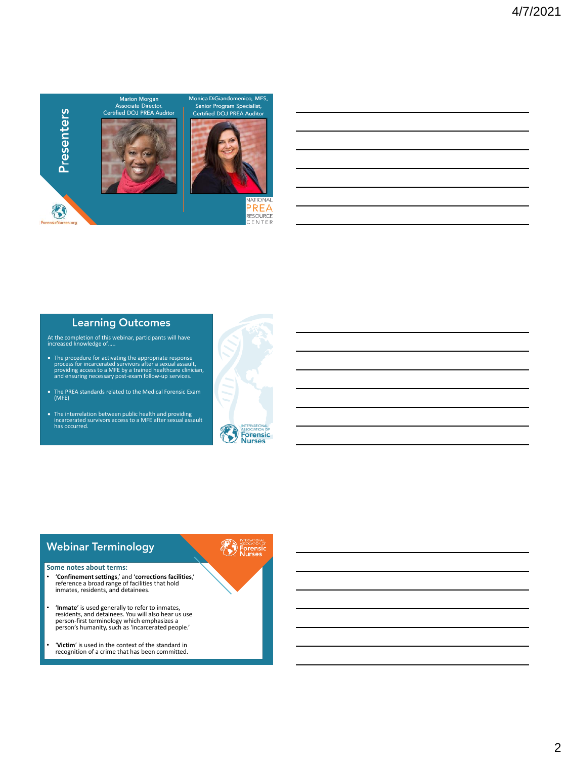## Presenters

Marion Morgan
Associate Director.
Certified DOJ PREA Auditor

Monica DiGiandomenico, MFS,
Senior Program Specialist,
Certified DOJ PREA Auditor

ForensicNurses.org

NATIONAL PREA RESOURCE CENTER

## Learning Outcomes

At the completion of this webinar, participants will have increased knowledge of.....

- The procedure for activating the appropriate response process for incarcerated survivors after a sexual assault, providing access to a MFE by a trained healthcare clinician, and ensuring necessary post-exam follow-up services.
- The PREA standards related to the Medical Forensic Exam (MFE)
- The interrelation between public health and providing incarcerated survivors access to a MFE after sexual assault has occurred.

INTERNATIONAL ASSOCIATION OF Forensic Nurses

## Webinar Terminology

INTERNATIONAL ASSOCIATION OF Forensic Nurses

**Some notes about terms:**

- '**Confinement settings**,' and '**corrections facilities**,' reference a broad range of facilities that hold inmates, residents, and detainees.
- '**Inmate**' is used generally to refer to inmates, residents, and detainees. You will also hear us use person-first terminology which emphasizes a person's humanity, such as 'incarcerated people.'
- '**Victim**' is used in the context of the standard in recognition of a crime that has been committed.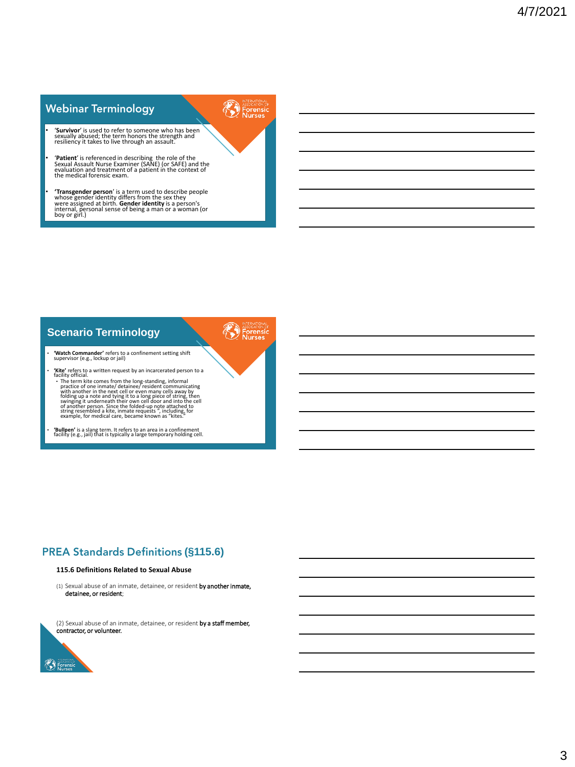## Webinar Terminology

- '**Survivor**' is used to refer to someone who has been sexually abused; the term honors the strength and resiliency it takes to live through an assault.
- '**Patient**' is referenced in describing the role of the Sexual Assault Nurse Examiner (SANE) (or SAFE) and the evaluation and treatment of a patient in the context of the medical forensic exam.
- '**Transgender person**' is a term used to describe people whose gender identity differs from the sex they were assigned at birth. **Gender identity** is a person's internal, personal sense of being a man or a woman (or boy or girl.)

## Scenario Terminology

- **'Watch Commander'** refers to a confinement setting shift supervisor (e.g., lockup or jail)
- **'Kite'** refers to a written request by an incarcerated person to a facility official.
  - The term kite comes from the long-standing, informal practice of one inmate/ detainee/ resident communicating with another in the next cell or even many cells away by folding up a note and tying it to a long piece of string, then swinging it underneath their own cell door and into the cell of another person. Since the folded-up note attached to string resembled a kite, inmate requests ", including, for example, for medical care, became known as "kites."
- **'Bullpen'** is a slang term. It refers to an area in a confinement facility (e.g., jail) that is typically a large temporary holding cell.

## PREA Standards Definitions (§115.6)

**115.6 Definitions Related to Sexual Abuse**

(1) Sexual abuse of an inmate, detainee, or resident **by another inmate, detainee, or resident**;

(2) Sexual abuse of an inmate, detainee, or resident **by a staff member, contractor, or volunteer.**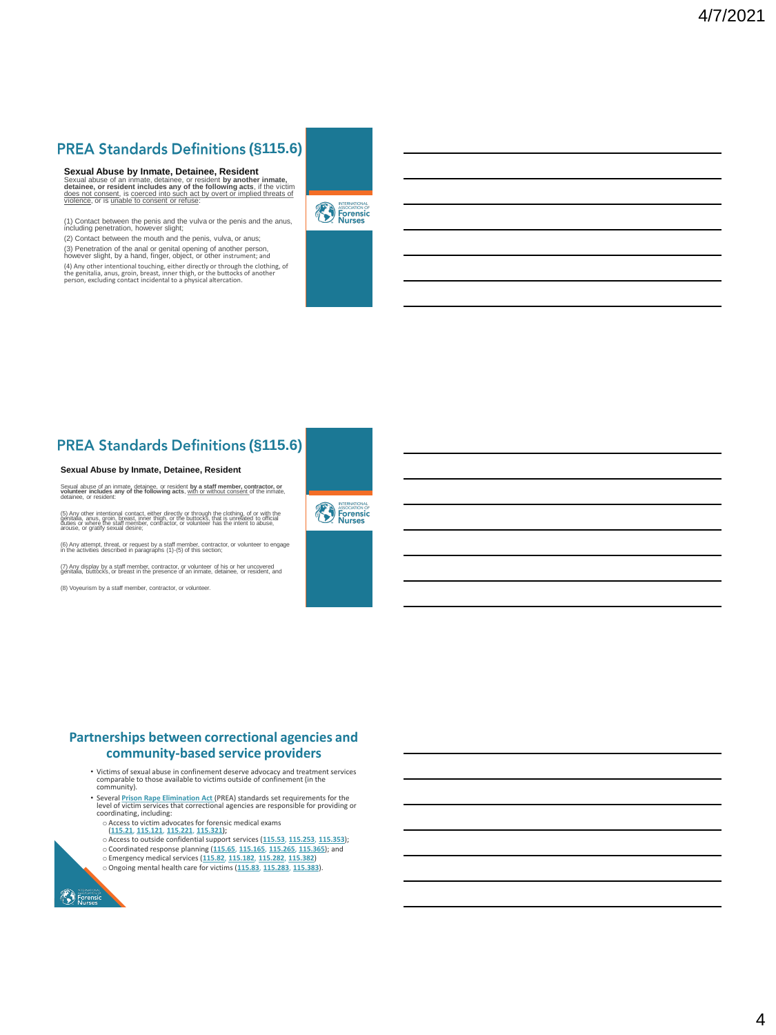## PREA Standards Definitions (§115.6)

**Sexual Abuse by Inmate, Detainee, Resident**

Sexual abuse of an inmate, detainee, or resident **by another inmate, detainee, or resident includes any of the following acts**, if the victim does not consent, is coerced into such act by overt or implied threats of violence, or is unable to consent or refuse:

(1) Contact between the penis and the vulva or the penis and the anus, including penetration, however slight;

(2) Contact between the mouth and the penis, vulva, or anus;

(3) Penetration of the anal or genital opening of another person, however slight, by a hand, finger, object, or other instrument; and

(4) Any other intentional touching, either directly or through the clothing, of the genitalia, anus, groin, breast, inner thigh, or the buttocks of another person, excluding contact incidental to a physical altercation.

## PREA Standards Definitions (§115.6)

**Sexual Abuse by Inmate, Detainee, Resident**

Sexual abuse of an inmate, detainee, or resident **by a staff member, contractor, or volunteer includes any of the following acts**, with or without consent of the inmate, detainee, or resident:

(5) Any other intentional contact, either directly or through the clothing, of or with the genitalia, anus, groin, breast, inner thigh, or the buttocks, that is unrelated to official duties or where the staff member, contractor, or volunteer has the intent to abuse, arouse, or gratify sexual desire;

(6) Any attempt, threat, or request by a staff member, contractor, or volunteer to engage in the activities described in paragraphs (1)-(5) of this section;

(7) Any display by a staff member, contractor, or volunteer of his or her uncovered genitalia, buttocks, or breast in the presence of an inmate, detainee, or resident, and

(8) Voyeurism by a staff member, contractor, or volunteer.

## Partnerships between correctional agencies and community-based service providers

- Victims of sexual abuse in confinement deserve advocacy and treatment services comparable to those available to victims outside of confinement (in the community).
- Several Prison Rape Elimination Act (PREA) standards set requirements for the level of victim services that correctional agencies are responsible for providing or coordinating, including:
  - Access to victim advocates for forensic medical exams (115.21, 115.121, 115.221, 115.321);
  - Access to outside confidential support services (115.53, 115.253, 115.353);
  - Coordinated response planning (115.65, 115.165, 115.265, 115.365); and
  - Emergency medical services (115.82, 115.182, 115.282, 115.382)
  - Ongoing mental health care for victims (115.83, 115.283, 115.383).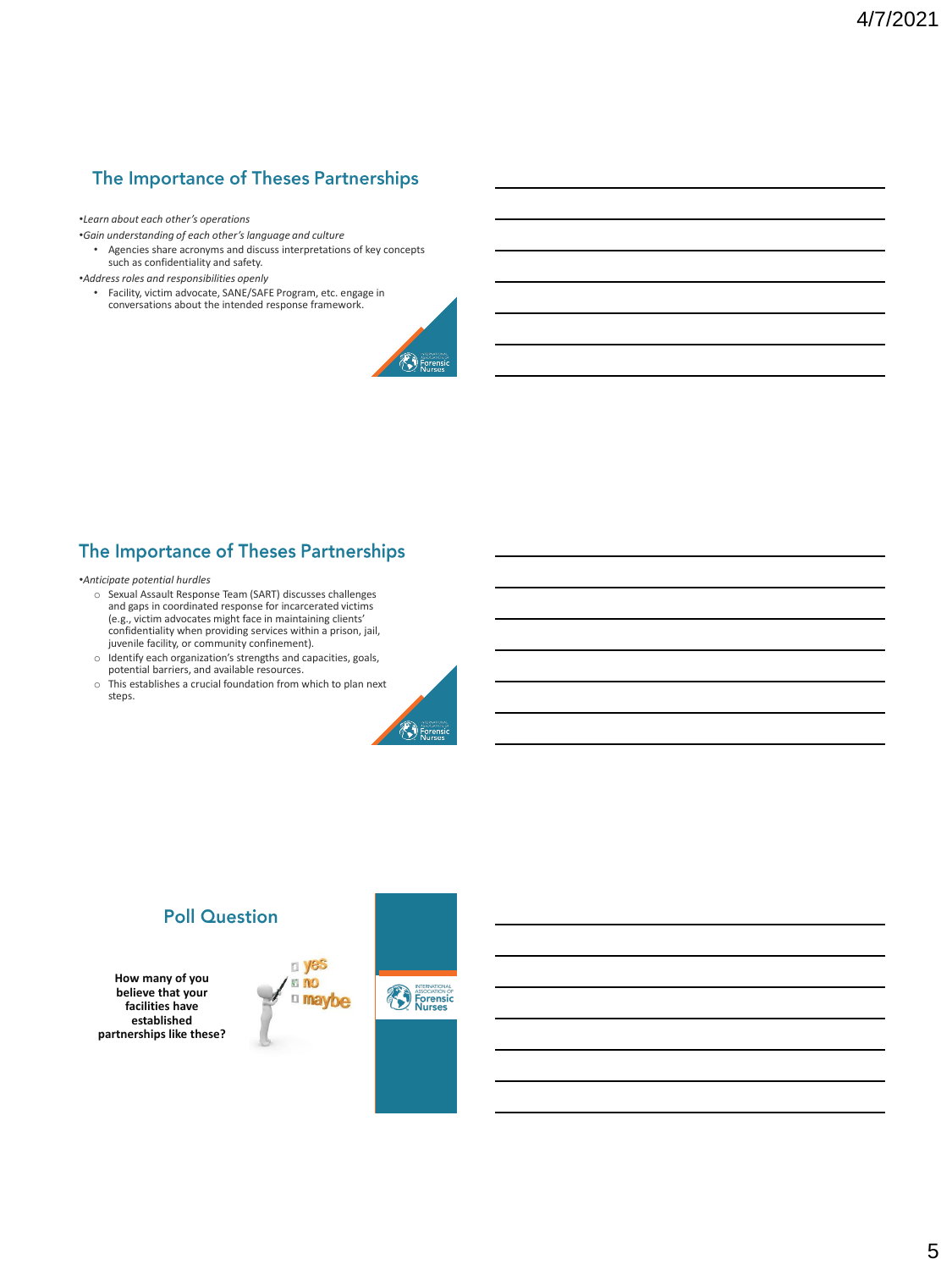## The Importance of Theses Partnerships

- *Learn about each other's operations*
- *Gain understanding of each other's language and culture*
  - Agencies share acronyms and discuss interpretations of key concepts such as confidentiality and safety.
- *Address roles and responsibilities openly*
  - Facility, victim advocate, SANE/SAFE Program, etc. engage in conversations about the intended response framework.

## The Importance of Theses Partnerships

- *Anticipate potential hurdles*
  - Sexual Assault Response Team (SART) discusses challenges and gaps in coordinated response for incarcerated victims (e.g., victim advocates might face in maintaining clients' confidentiality when providing services within a prison, jail, juvenile facility, or community confinement).
  - Identify each organization's strengths and capacities, goals, potential barriers, and available resources.
  - This establishes a crucial foundation from which to plan next steps.

## Poll Question

**How many of you believe that your facilities have established partnerships like these?**

- yes
- no
- maybe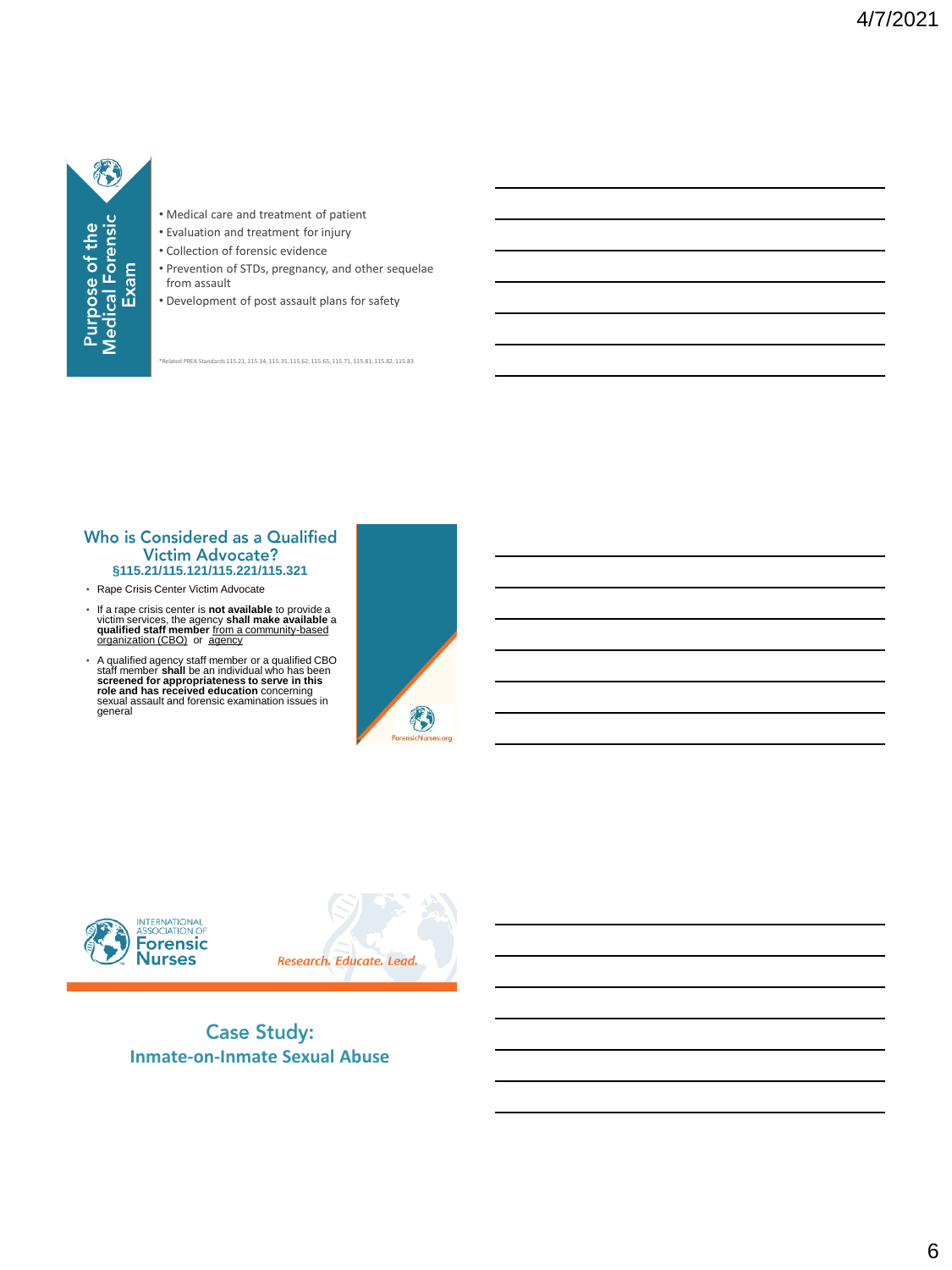## Purpose of the Medical Forensic Exam

- Medical care and treatment of patient
- Evaluation and treatment for injury
- Collection of forensic evidence
- Prevention of STDs, pregnancy, and other sequelae from assault
- Development of post assault plans for safety

*Related PREA Standards 115.21, 115.34, 115.35, 115.62, 115.65, 115.71, 115.81, 115.82, 115.83

## Who is Considered as a Qualified Victim Advocate?

**§115.21/115.121/115.221/115.321**

- Rape Crisis Center Victim Advocate
- If a rape crisis center is **not available** to provide a victim services, the agency **shall make available** a **qualified staff member** from a community-based organization (CBO) or agency
- A qualified agency staff member or a qualified CBO staff member **shall** be an individual who has been **screened for appropriateness to serve in this role and has received education** concerning sexual assault and forensic examination issues in general

ForensicNurses.org

INTERNATIONAL ASSOCIATION OF Forensic Nurses

*Research. Educate. Lead.*

## Case Study: Inmate-on-Inmate Sexual Abuse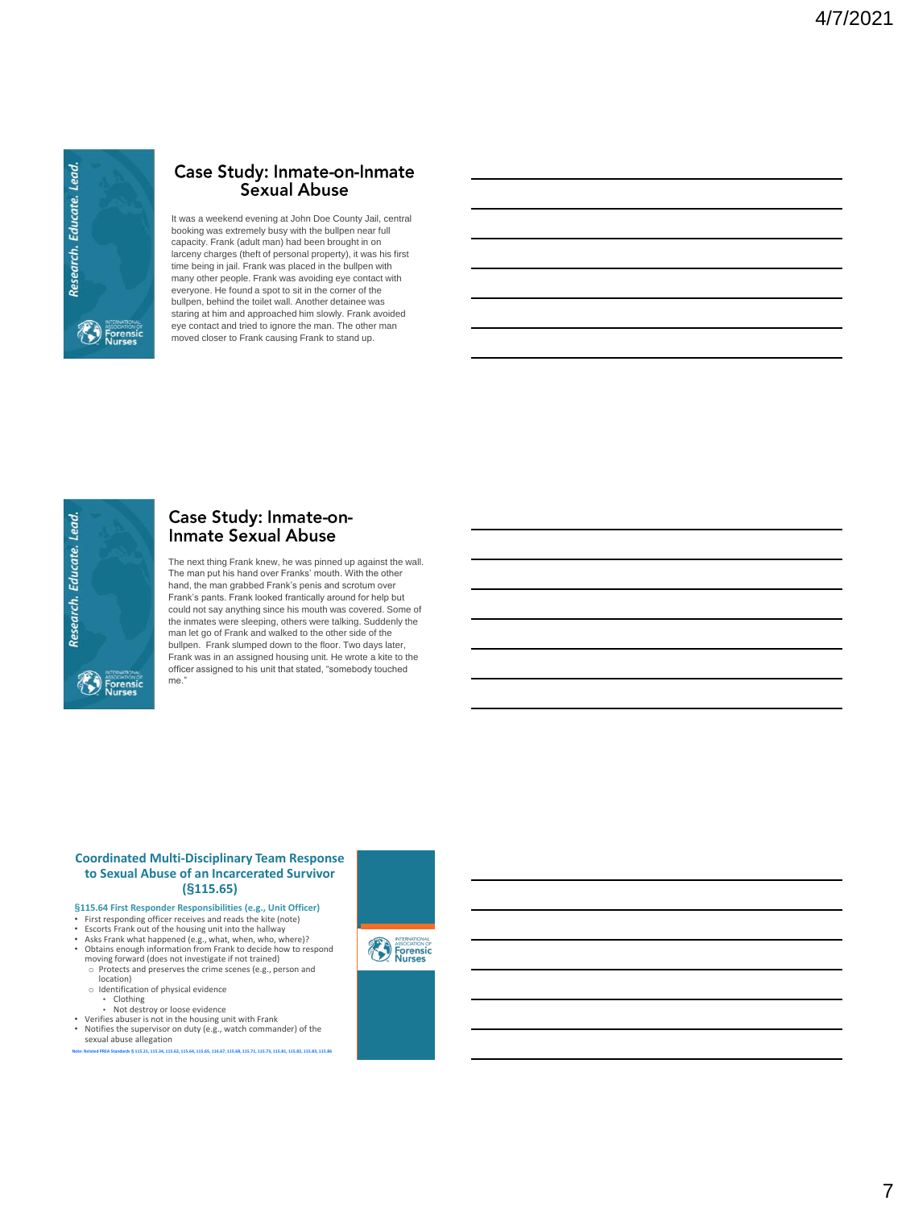## Case Study: Inmate-on-Inmate Sexual Abuse

It was a weekend evening at John Doe County Jail, central booking was extremely busy with the bullpen near full capacity. Frank (adult man) had been brought in on larceny charges (theft of personal property), it was his first time being in jail. Frank was placed in the bullpen with many other people. Frank was avoiding eye contact with everyone. He found a spot to sit in the corner of the bullpen, behind the toilet wall. Another detainee was staring at him and approached him slowly. Frank avoided eye contact and tried to ignore the man. The other man moved closer to Frank causing Frank to stand up.

## Case Study: Inmate-on-Inmate Sexual Abuse

The next thing Frank knew, he was pinned up against the wall. The man put his hand over Franks' mouth. With the other hand, the man grabbed Frank's penis and scrotum over Frank's pants. Frank looked frantically around for help but could not say anything since his mouth was covered. Some of the inmates were sleeping, others were talking. Suddenly the man let go of Frank and walked to the other side of the bullpen. Frank slumped down to the floor. Two days later, Frank was in an assigned housing unit. He wrote a kite to the officer assigned to his unit that stated, "somebody touched me."

## Coordinated Multi-Disciplinary Team Response to Sexual Abuse of an Incarcerated Survivor (§115.65)

**§115.64 First Responder Responsibilities (e.g., Unit Officer)**

- First responding officer receives and reads the kite (note)
- Escorts Frank out of the housing unit into the hallway
- Asks Frank what happened (e.g., what, when, who, where)?
- Obtains enough information from Frank to decide how to respond moving forward (does not investigate if not trained)
  - Protects and preserves the crime scenes (e.g., person and location)
  - Identification of physical evidence
    - Clothing
    - Not destroy or loose evidence
- Verifies abuser is not in the housing unit with Frank
- Notifies the supervisor on duty (e.g., watch commander) of the sexual abuse allegation

Note: Related PREA Standards § 115.21, 115.34, 115.62, 115.64, 115.65, 116.67, 115.68, 115.71, 115.73, 115.81, 115.82, 115.83, 115.86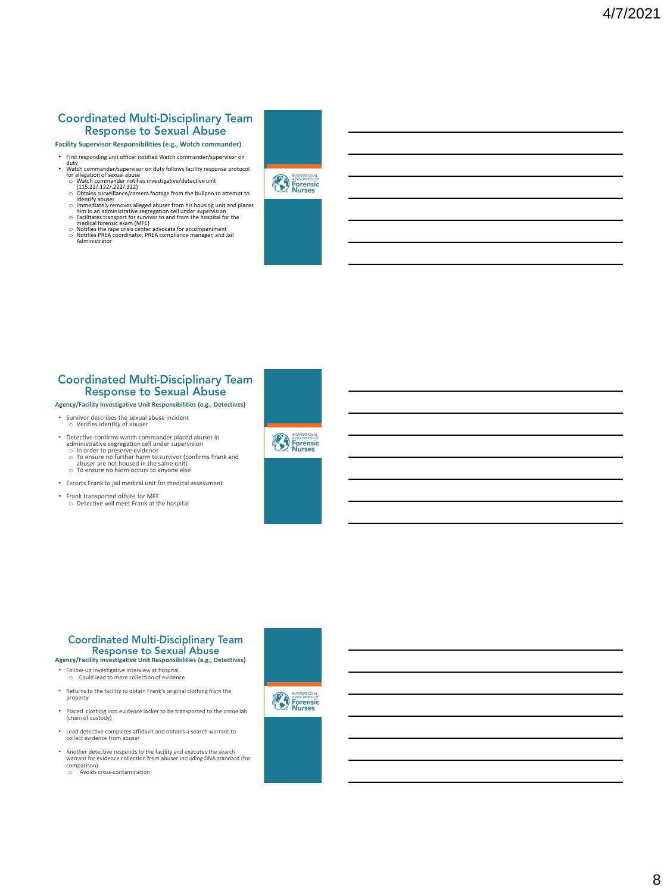## Coordinated Multi-Disciplinary Team Response to Sexual Abuse

**Facility Supervisor Responsibilities (e.g., Watch commander)**

- First responding unit officer notified Watch commander/supervisor on duty
- Watch commander/supervisor on duty follows facility response protocol for allegation of sexual abuse
  - Watch commander notifies investigative/detective unit (115.22/.122/.222/.322)
  - Obtains surveillance/camera footage from the bullpen to attempt to identify abuser
  - Immediately removes alleged abuser from his housing unit and places him in an administrative segregation cell under supervision
  - Facilitates transport for survivor to and from the hospital for the medical forensic exam (MFE)
  - Notifies the rape crisis center advocate for accompaniment
  - Notifies PREA coordinator, PREA compliance manager, and Jail Administrator

## Coordinated Multi-Disciplinary Team Response to Sexual Abuse

**Agency/Facility Investigative Unit Responsibilities (e.g., Detectives)**

- Survivor describes the sexual abuse incident
  - Verifies identity of abuser
- Detective confirms watch commander placed abuser in administrative segregation cell under supervision
  - In order to preserve evidence
  - To ensure no further harm to survivor (confirms Frank and abuser are not housed in the same unit)
  - To ensure no harm occurs to anyone else
- Escorts Frank to jail medical unit for medical assessment
- Frank transported offsite for MFE
  - Detective will meet Frank at the hospital

## Coordinated Multi-Disciplinary Team Response to Sexual Abuse

**Agency/Facility Investigative Unit Responsibilities (e.g., Detectives)**

- Follow-up investigative interview at hospital
  - Could lead to more collection of evidence
- Returns to the facility to obtain Frank's original clothing from the property
- Placed clothing into evidence locker to be transported to the crime lab (chain of custody)
- Lead detective completes affidavit and obtains a search warrant to collect evidence from abuser
- Another detective responds to the facility and executes the search warrant for evidence collection from abuser including DNA standard (for comparison)
  - Avoids cross-contamination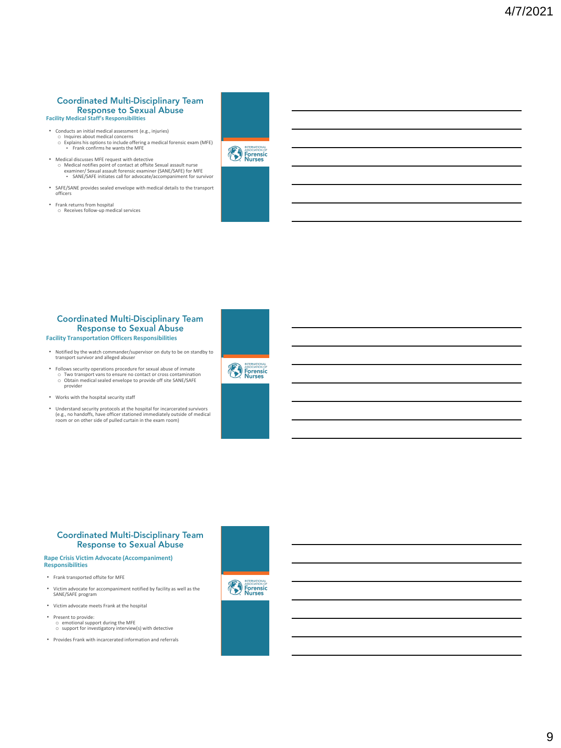## Coordinated Multi-Disciplinary Team Response to Sexual Abuse

### Facility Medical Staff's Responsibilities

- Conducts an initial medical assessment (e.g., injuries)
  - Inquires about medical concerns
  - Explains his options to include offering a medical forensic exam (MFE)
    - Frank confirms he wants the MFE
- Medical discusses MFE request with detective
  - Medical notifies point of contact at offsite Sexual assault nurse examiner/ Sexual assault forensic examiner (SANE/SAFE) for MFE
    - SANE/SAFE initiates call for advocate/accompaniment for survivor
- SAFE/SANE provides sealed envelope with medical details to the transport officers
- Frank returns from hospital
  - Receives follow-up medical services

## Coordinated Multi-Disciplinary Team Response to Sexual Abuse

### Facility Transportation Officers Responsibilities

- Notified by the watch commander/supervisor on duty to be on standby to transport survivor and alleged abuser
- Follows security operations procedure for sexual abuse of inmate
  - Two transport vans to ensure no contact or cross contamination
  - Obtain medical sealed envelope to provide off site SANE/SAFE provider
- Works with the hospital security staff
- Understand security protocols at the hospital for incarcerated survivors (e.g., no handoffs, have officer stationed immediately outside of medical room or on other side of pulled curtain in the exam room)

## Coordinated Multi-Disciplinary Team Response to Sexual Abuse

### Rape Crisis Victim Advocate (Accompaniment) Responsibilities

- Frank transported offsite for MFE
- Victim advocate for accompaniment notified by facility as well as the SANE/SAFE program
- Victim advocate meets Frank at the hospital
- Present to provide:
  - emotional support during the MFE
  - support for investigatory interview(s) with detective
- Provides Frank with incarcerated information and referrals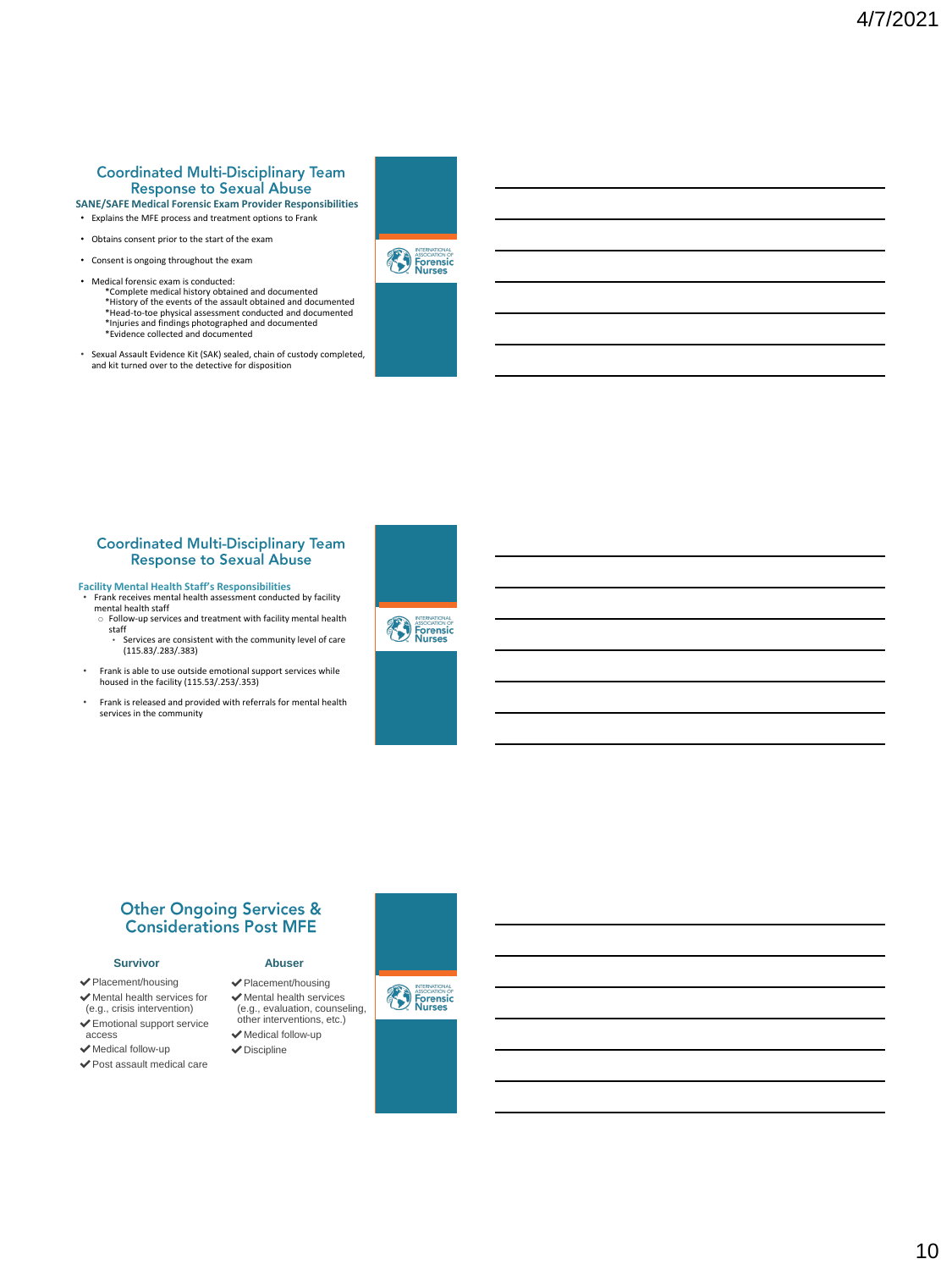## Coordinated Multi-Disciplinary Team Response to Sexual Abuse

**SANE/SAFE Medical Forensic Exam Provider Responsibilities**

- Explains the MFE process and treatment options to Frank
- Obtains consent prior to the start of the exam
- Consent is ongoing throughout the exam
- Medical forensic exam is conducted:
  *Complete medical history obtained and documented
  *History of the events of the assault obtained and documented
  *Head-to-toe physical assessment conducted and documented
  *Injuries and findings photographed and documented
  *Evidence collected and documented
- Sexual Assault Evidence Kit (SAK) sealed, chain of custody completed, and kit turned over to the detective for disposition

INTERNATIONAL ASSOCIATION OF Forensic Nurses

## Coordinated Multi-Disciplinary Team Response to Sexual Abuse

**Facility Mental Health Staff's Responsibilities**

- Frank receives mental health assessment conducted by facility mental health staff
  - Follow-up services and treatment with facility mental health staff
    - Services are consistent with the community level of care (115.83/.283/.383)
- Frank is able to use outside emotional support services while housed in the facility (115.53/.253/.353)
- Frank is released and provided with referrals for mental health services in the community

INTERNATIONAL ASSOCIATION OF Forensic Nurses

## Other Ongoing Services & Considerations Post MFE

**Survivor**

- ✔ Placement/housing
- ✔ Mental health services for (e.g., crisis intervention)
- ✔ Emotional support service access
- ✔ Medical follow-up
- ✔ Post assault medical care

**Abuser**

- ✔ Placement/housing
- ✔ Mental health services (e.g., evaluation, counseling, other interventions, etc.)
- ✔ Medical follow-up
- ✔ Discipline

INTERNATIONAL ASSOCIATION OF Forensic Nurses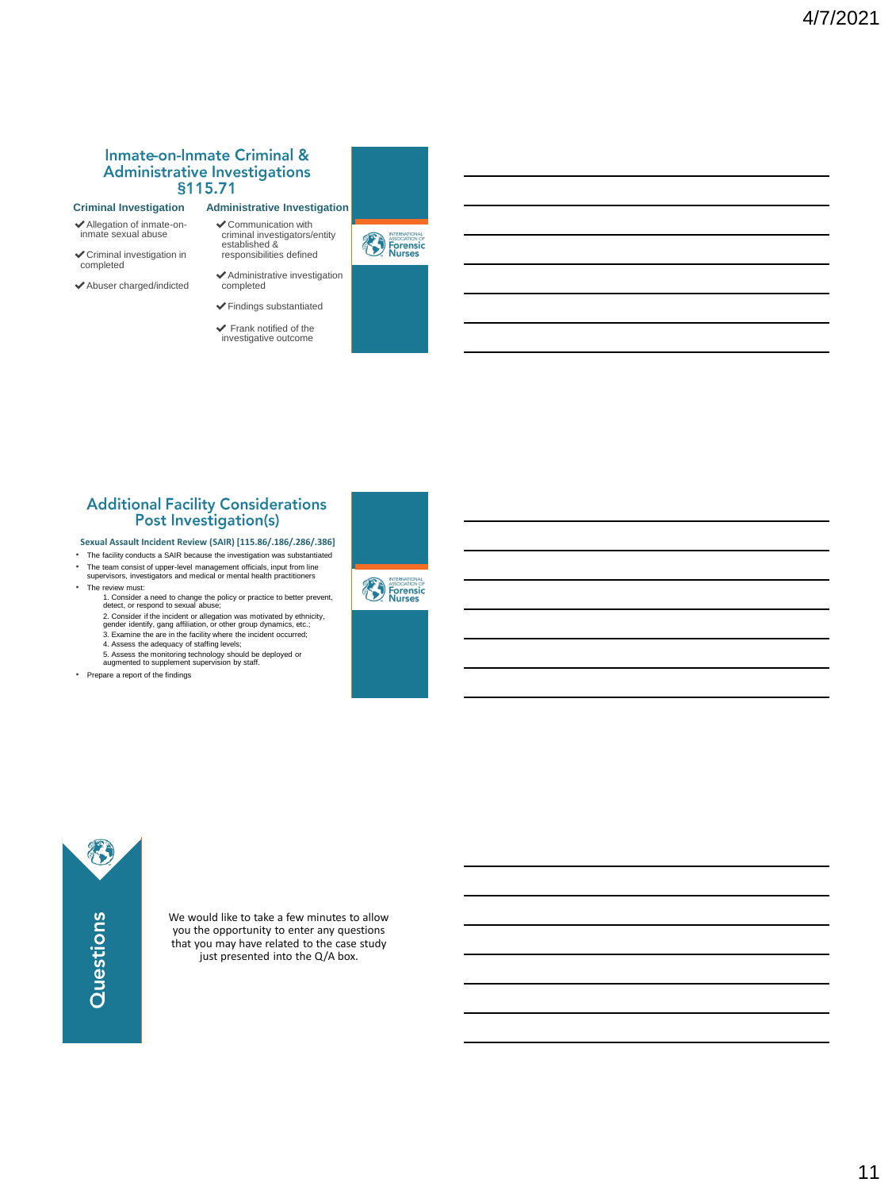## Inmate-on-Inmate Criminal & Administrative Investigations §115.71

**Criminal Investigation**

- ✔ Allegation of inmate-on-inmate sexual abuse
- ✔ Criminal investigation in completed
- ✔ Abuser charged/indicted

**Administrative Investigation**

- ✔ Communication with criminal investigators/entity established & responsibilities defined
- ✔ Administrative investigation completed
- ✔ Findings substantiated
- ✔ Frank notified of the investigative outcome

INTERNATIONAL ASSOCIATION OF Forensic Nurses

## Additional Facility Considerations Post Investigation(s)

**Sexual Assault Incident Review (SAIR) [115.86/.186/.286/.386]**

- The facility conducts a SAIR because the investigation was substantiated
- The team consist of upper-level management officials, input from line supervisors, investigators and medical or mental health practitioners
- The review must:
  1. Consider a need to change the policy or practice to better prevent, detect, or respond to sexual abuse;
  2. Consider if the incident or allegation was motivated by ethnicity, gender identify, gang affiliation, or other group dynamics, etc.;
  3. Examine the are in the facility where the incident occurred;
  4. Assess the adequacy of staffing levels;
  5. Assess the monitoring technology should be deployed or augmented to supplement supervision by staff.
- Prepare a report of the findings

INTERNATIONAL ASSOCIATION OF Forensic Nurses

## Questions

We would like to take a few minutes to allow you the opportunity to enter any questions that you may have related to the case study just presented into the Q/A box.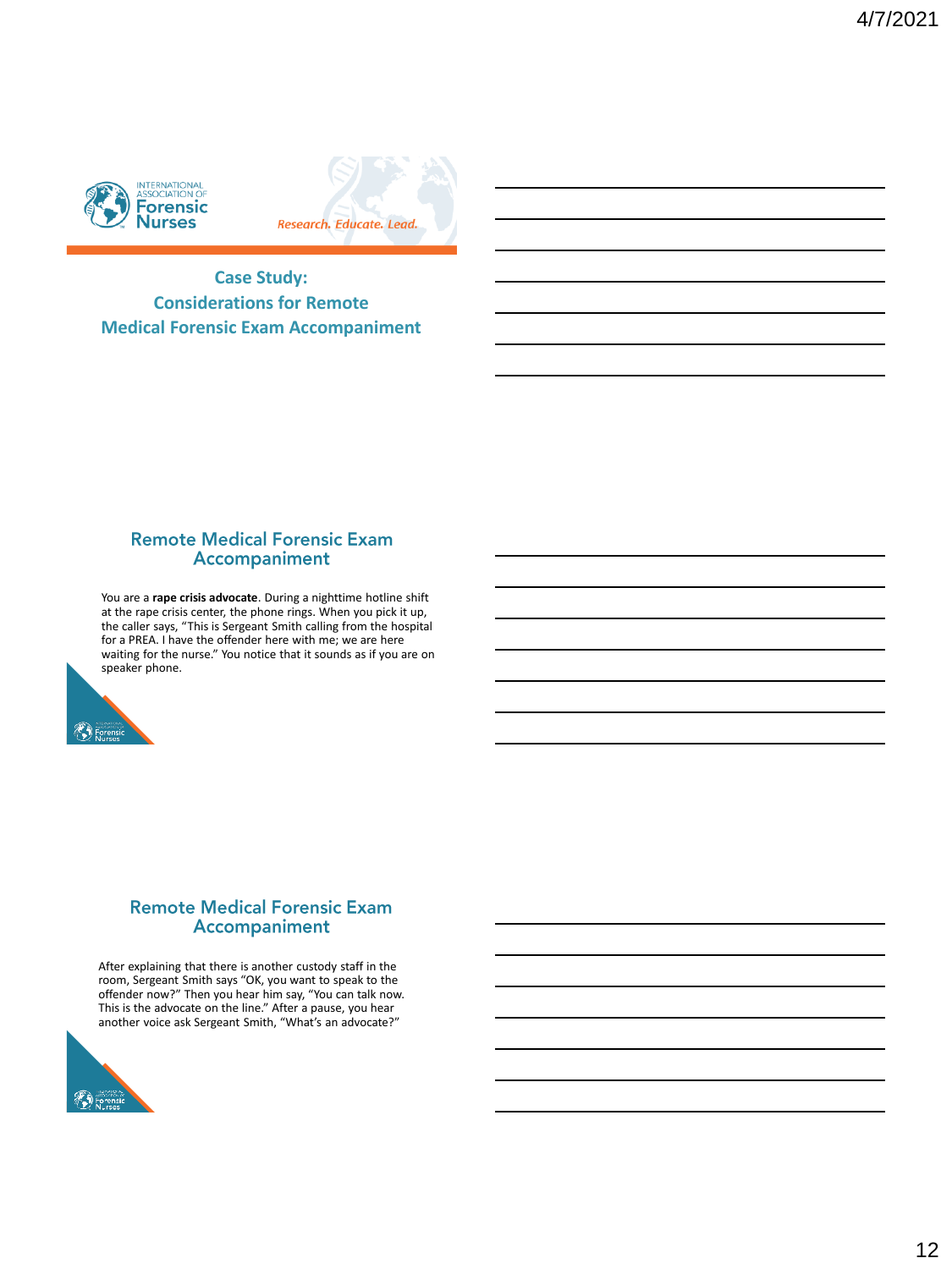# Case Study: Considerations for Remote Medical Forensic Exam Accompaniment

## Remote Medical Forensic Exam Accompaniment

You are a **rape crisis advocate**. During a nighttime hotline shift at the rape crisis center, the phone rings. When you pick it up, the caller says, "This is Sergeant Smith calling from the hospital for a PREA. I have the offender here with me; we are here waiting for the nurse." You notice that it sounds as if you are on speaker phone.

## Remote Medical Forensic Exam Accompaniment

After explaining that there is another custody staff in the room, Sergeant Smith says "OK, you want to speak to the offender now?" Then you hear him say, "You can talk now. This is the advocate on the line." After a pause, you hear another voice ask Sergeant Smith, "What's an advocate?"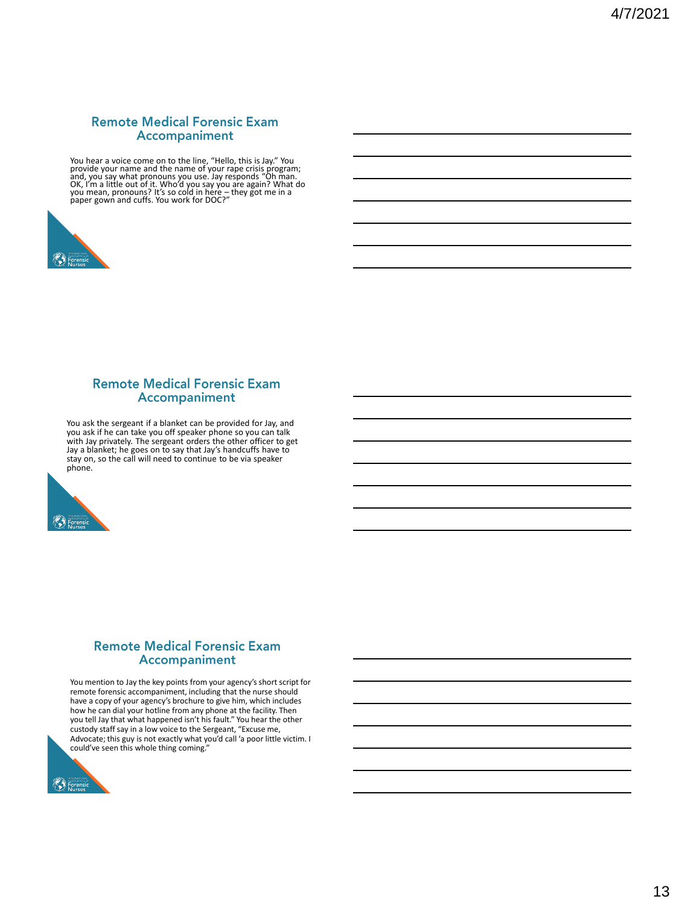## Remote Medical Forensic Exam Accompaniment

You hear a voice come on to the line, "Hello, this is Jay." You provide your name and the name of your rape crisis program; and, you say what pronouns you use. Jay responds "Oh man. OK, I'm a little out of it. Who'd you say you are again? What do you mean, pronouns? It's so cold in here – they got me in a paper gown and cuffs. You work for DOC?"

## Remote Medical Forensic Exam Accompaniment

You ask the sergeant if a blanket can be provided for Jay, and you ask if he can take you off speaker phone so you can talk with Jay privately. The sergeant orders the other officer to get Jay a blanket; he goes on to say that Jay's handcuffs have to stay on, so the call will need to continue to be via speaker phone.

## Remote Medical Forensic Exam Accompaniment

You mention to Jay the key points from your agency's short script for remote forensic accompaniment, including that the nurse should have a copy of your agency's brochure to give him, which includes how he can dial your hotline from any phone at the facility. Then you tell Jay that what happened isn't his fault." You hear the other custody staff say in a low voice to the Sergeant, "Excuse me, Advocate; this guy is not exactly what you'd call 'a poor little victim. I could've seen this whole thing coming."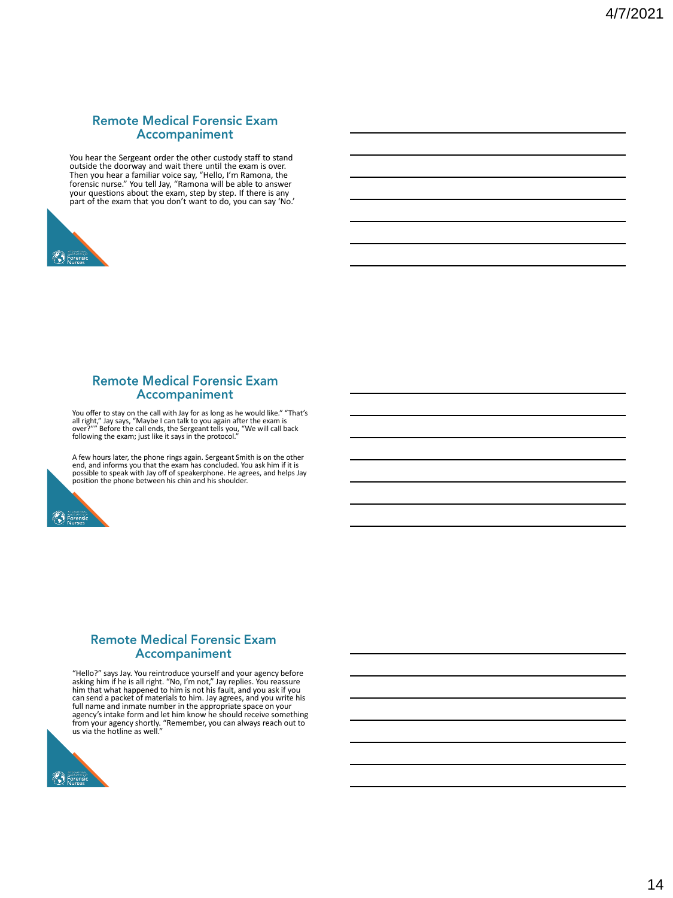## Remote Medical Forensic Exam Accompaniment

You hear the Sergeant order the other custody staff to stand outside the doorway and wait there until the exam is over. Then you hear a familiar voice say, "Hello, I'm Ramona, the forensic nurse." You tell Jay, "Ramona will be able to answer your questions about the exam, step by step. If there is any part of the exam that you don't want to do, you can say 'No.'

## Remote Medical Forensic Exam Accompaniment

You offer to stay on the call with Jay for as long as he would like." "That's all right," Jay says, "Maybe I can talk to you again after the exam is over?"" Before the call ends, the Sergeant tells you, "We will call back following the exam; just like it says in the protocol."

A few hours later, the phone rings again. Sergeant Smith is on the other end, and informs you that the exam has concluded. You ask him if it is possible to speak with Jay off of speakerphone. He agrees, and helps Jay position the phone between his chin and his shoulder.

## Remote Medical Forensic Exam Accompaniment

"Hello?" says Jay. You reintroduce yourself and your agency before asking him if he is all right. "No, I'm not," Jay replies. You reassure him that what happened to him is not his fault, and you ask if you can send a packet of materials to him. Jay agrees, and you write his full name and inmate number in the appropriate space on your agency's intake form and let him know he should receive something from your agency shortly. "Remember, you can always reach out to us via the hotline as well."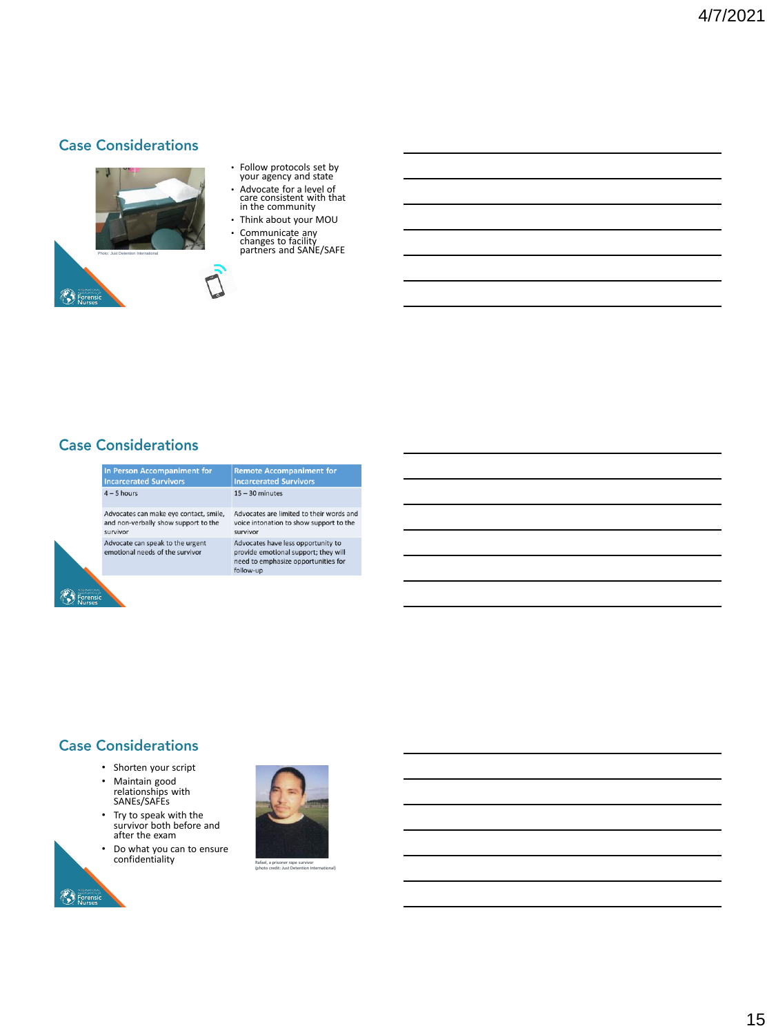## Case Considerations

Photo: Just Detention International

- Follow protocols set by your agency and state
- Advocate for a level of care consistent with that in the community
- Think about your MOU
- Communicate any changes to facility partners and SANE/SAFE

## Case Considerations

| In Person Accompaniment for Incarcerated Survivors | Remote Accompaniment for Incarcerated Survivors |
| --- | --- |
| 4 – 5 hours | 15 – 30 minutes |
| Advocates can make eye contact, smile, and non-verbally show support to the survivor | Advocates are limited to their words and voice intonation to show support to the survivor |
| Advocate can speak to the urgent emotional needs of the survivor | Advocates have less opportunity to provide emotional support; they will need to emphasize opportunities for follow-up |

## Case Considerations

- Shorten your script
- Maintain good relationships with SANEs/SAFEs
- Try to speak with the survivor both before and after the exam
- Do what you can to ensure confidentiality

Rafael, a prisoner rape survivor
(photo credit: Just Detention International)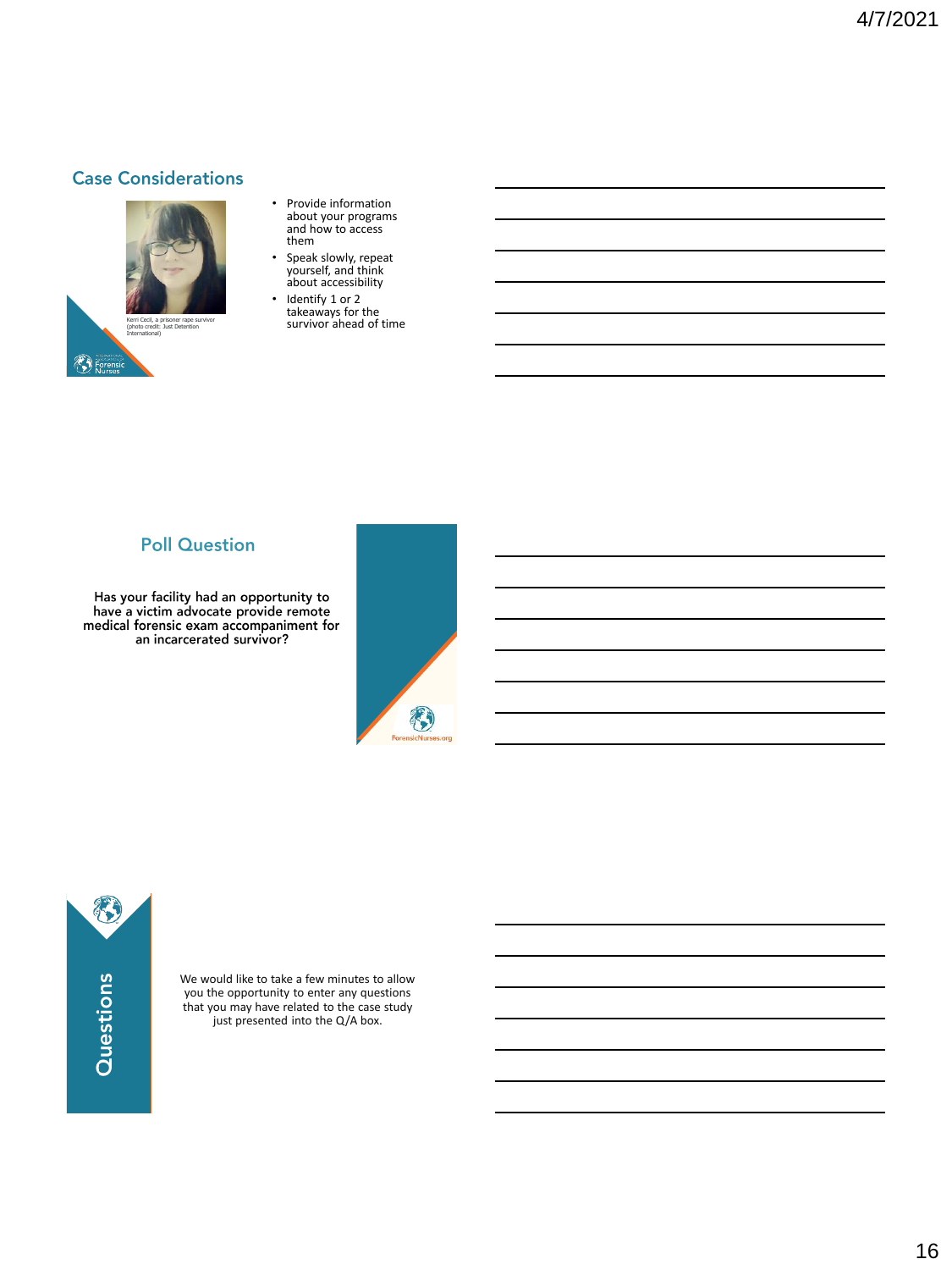## Case Considerations

Kerri Cecil, a prisoner rape survivor (photo credit: Just Detention International)

- Provide information about your programs and how to access them
- Speak slowly, repeat yourself, and think about accessibility
- Identify 1 or 2 takeaways for the survivor ahead of time

## Poll Question

**Has your facility had an opportunity to have a victim advocate provide remote medical forensic exam accompaniment for an incarcerated survivor?**

## Questions

We would like to take a few minutes to allow you the opportunity to enter any questions that you may have related to the case study just presented into the Q/A box.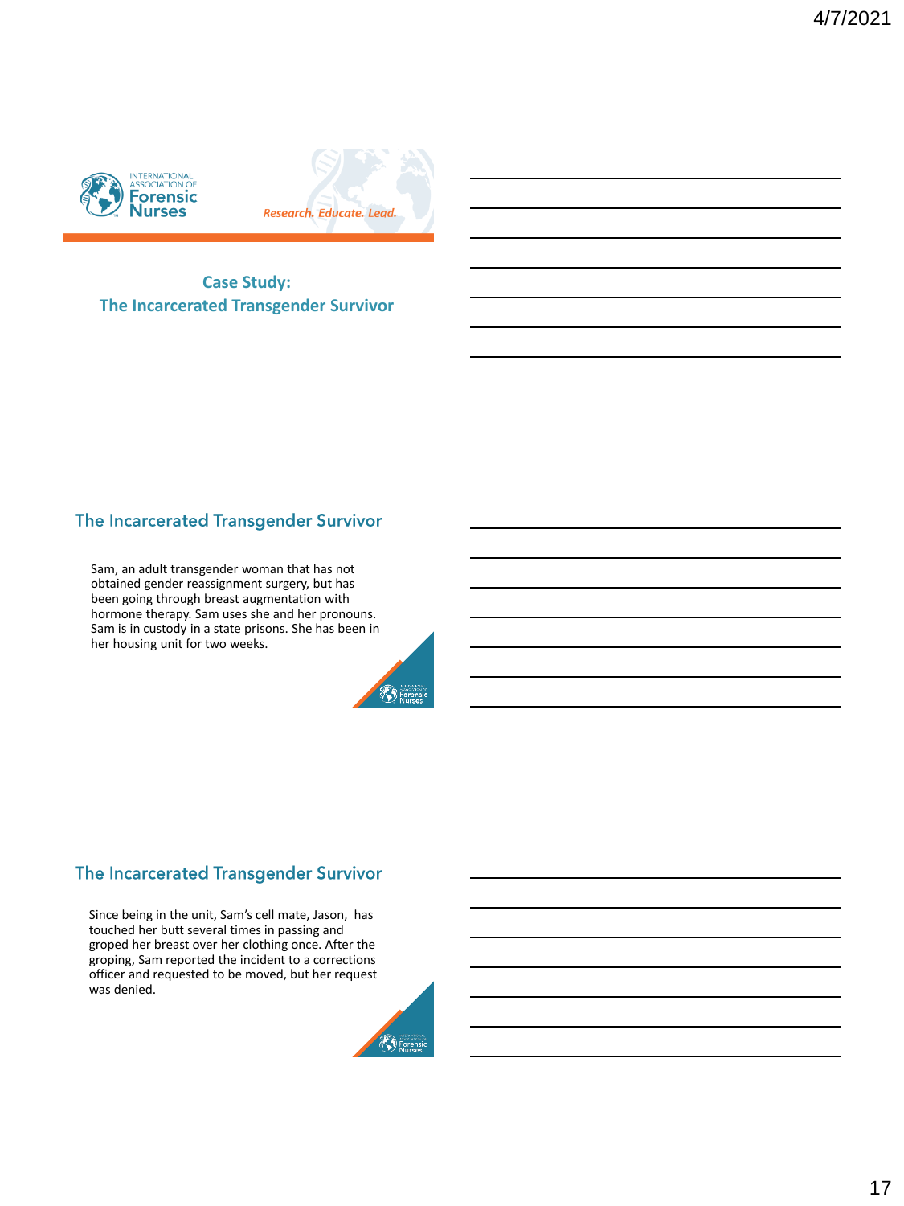International Association of Forensic Nurses

*Research. Educate. Lead.*

## Case Study: The Incarcerated Transgender Survivor

## The Incarcerated Transgender Survivor

Sam, an adult transgender woman that has not obtained gender reassignment surgery, but has been going through breast augmentation with hormone therapy. Sam uses she and her pronouns. Sam is in custody in a state prisons. She has been in her housing unit for two weeks.

## The Incarcerated Transgender Survivor

Since being in the unit, Sam's cell mate, Jason, has touched her butt several times in passing and groped her breast over her clothing once. After the groping, Sam reported the incident to a corrections officer and requested to be moved, but her request was denied.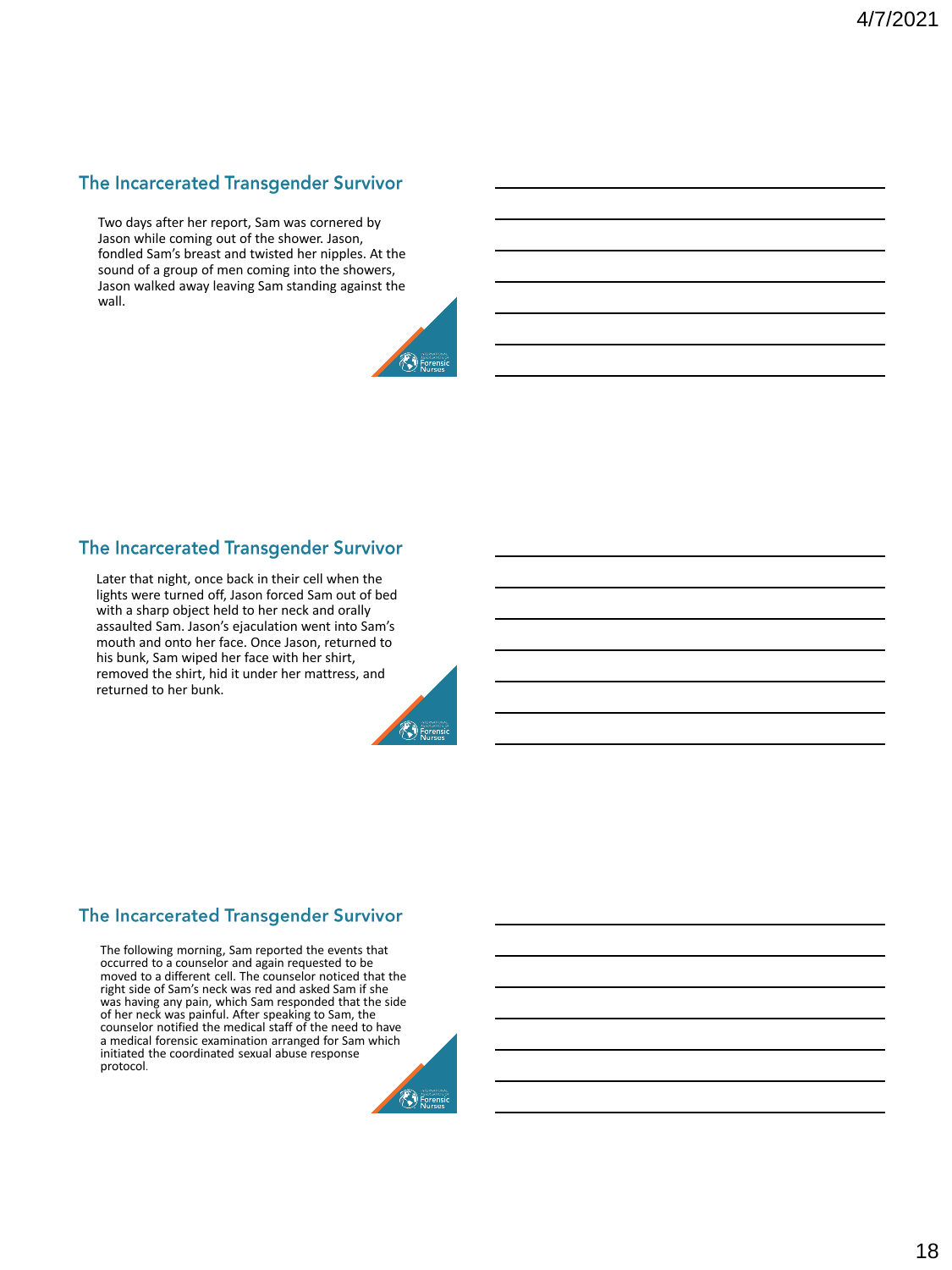## The Incarcerated Transgender Survivor

Two days after her report, Sam was cornered by Jason while coming out of the shower. Jason, fondled Sam's breast and twisted her nipples. At the sound of a group of men coming into the showers, Jason walked away leaving Sam standing against the wall.

## The Incarcerated Transgender Survivor

Later that night, once back in their cell when the lights were turned off, Jason forced Sam out of bed with a sharp object held to her neck and orally assaulted Sam. Jason's ejaculation went into Sam's mouth and onto her face. Once Jason, returned to his bunk, Sam wiped her face with her shirt, removed the shirt, hid it under her mattress, and returned to her bunk.

## The Incarcerated Transgender Survivor

The following morning, Sam reported the events that occurred to a counselor and again requested to be moved to a different cell. The counselor noticed that the right side of Sam's neck was red and asked Sam if she was having any pain, which Sam responded that the side of her neck was painful. After speaking to Sam, the counselor notified the medical staff of the need to have a medical forensic examination arranged for Sam which initiated the coordinated sexual abuse response protocol.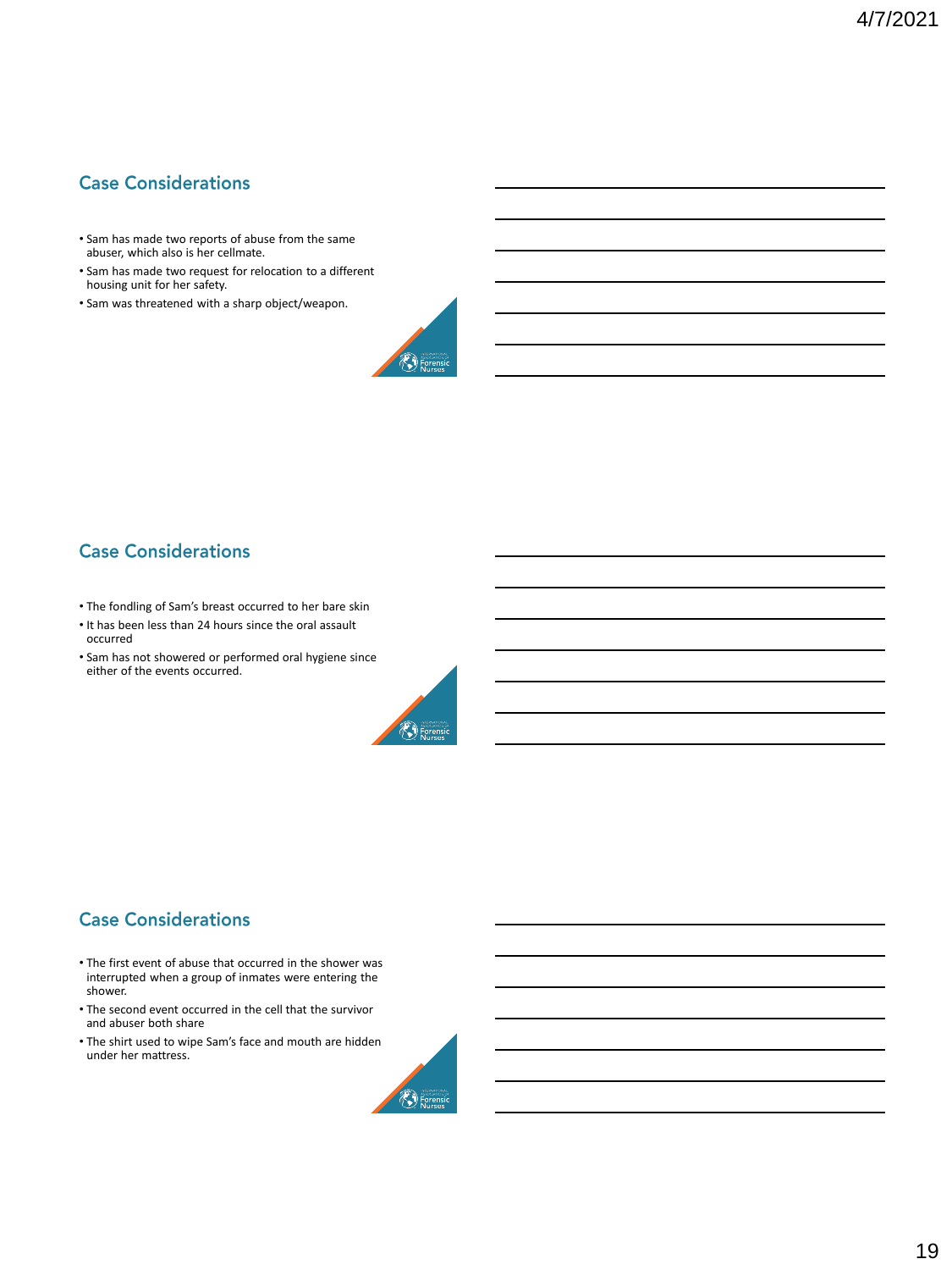## Case Considerations

- Sam has made two reports of abuse from the same abuser, which also is her cellmate.
- Sam has made two request for relocation to a different housing unit for her safety.
- Sam was threatened with a sharp object/weapon.

## Case Considerations

- The fondling of Sam's breast occurred to her bare skin
- It has been less than 24 hours since the oral assault occurred
- Sam has not showered or performed oral hygiene since either of the events occurred.

## Case Considerations

- The first event of abuse that occurred in the shower was interrupted when a group of inmates were entering the shower.
- The second event occurred in the cell that the survivor and abuser both share
- The shirt used to wipe Sam's face and mouth are hidden under her mattress.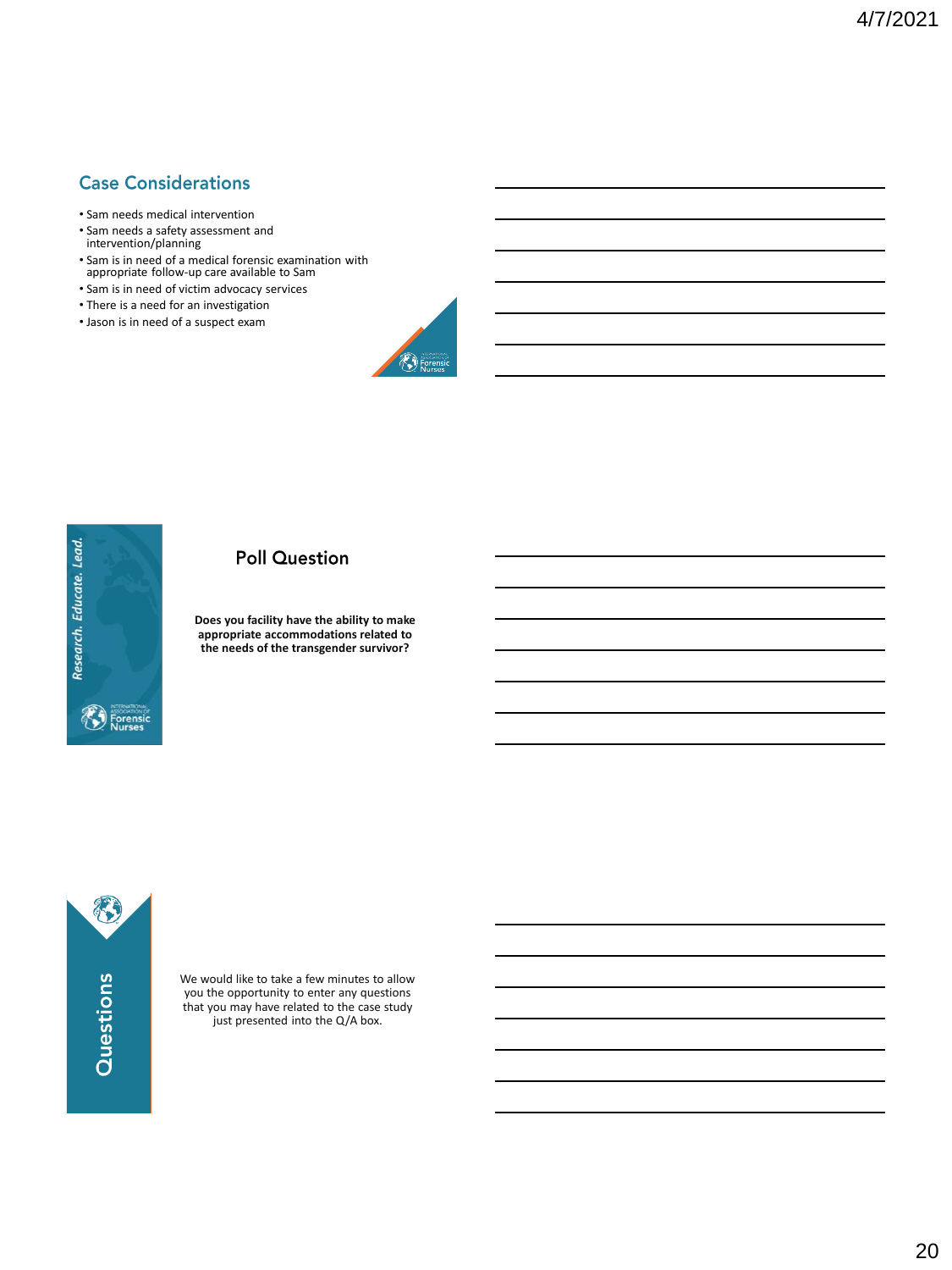## Case Considerations

- Sam needs medical intervention
- Sam needs a safety assessment and intervention/planning
- Sam is in need of a medical forensic examination with appropriate follow-up care available to Sam
- Sam is in need of victim advocacy services
- There is a need for an investigation
- Jason is in need of a suspect exam

*Research. Educate. Lead.*

## Poll Question

**Does you facility have the ability to make appropriate accommodations related to the needs of the transgender survivor?**

## Questions

We would like to take a few minutes to allow you the opportunity to enter any questions that you may have related to the case study just presented into the Q/A box.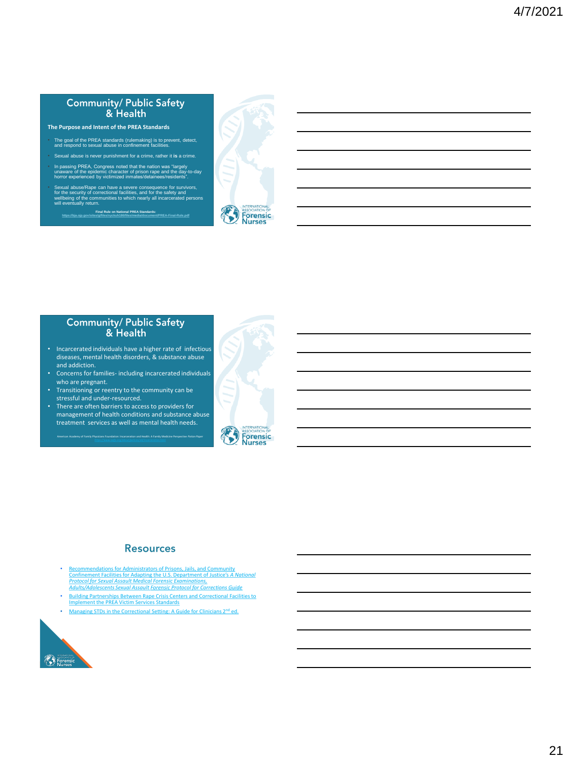## Community/ Public Safety & Health

**The Purpose and Intent of the PREA Standards**

- The goal of the PREA standards (rulemaking) is to prevent, detect, and respond to sexual abuse in confinement facilities.
- Sexual abuse is never punishment for a crime, rather it **is** a crime.
- In passing PREA, Congress noted that the nation was "largely unaware of the epidemic character of prison rape and the day-to-day horror experienced by victimized inmates/detainees/residents".
- Sexual abuse/Rape can have a severe consequence for survivors, for the security of correctional facilities, and for the safety and wellbeing of the communities to which nearly all incarcerated persons will eventually return.

**Final Rule on National PREA Standards:**
https://bja.ojp.gov/sites/g/files/xyckuh186/files/media/document/PREA-Final-Rule.pdf

INTERNATIONAL ASSOCIATION OF Forensic Nurses

## Community/ Public Safety & Health

- Incarcerated individuals have a higher rate of infectious diseases, mental health disorders, & substance abuse and addiction.
- Concerns for families- including incarcerated individuals who are pregnant.
- Transitioning or reentry to the community can be stressful and under-resourced.
- There are often barriers to access to providers for management of health conditions and substance abuse treatment services as well as mental health needs.

American Academy of Family Physicians Foundation: Incarceration and Health: A Family Medicine Perspective *Position Paper*

INTERNATIONAL ASSOCIATION OF Forensic Nurses

## Resources

- Recommendations for Administrators of Prisons, Jails, and Community Confinement Facilities for Adapting the U.S. Department of Justice's *A National Protocol for Sexual Assault Medical Forensic Examinations, Adults/Adolescents Sexual Assault Forensic Protocol for Corrections Guide*
- Building Partnerships Between Rape Crisis Centers and Correctional Facilities to Implement the PREA Victim Services Standards
- Managing STDs in the Correctional Setting: A Guide for Clinicians 2nd ed.

INTERNATIONAL ASSOCIATION OF Forensic Nurses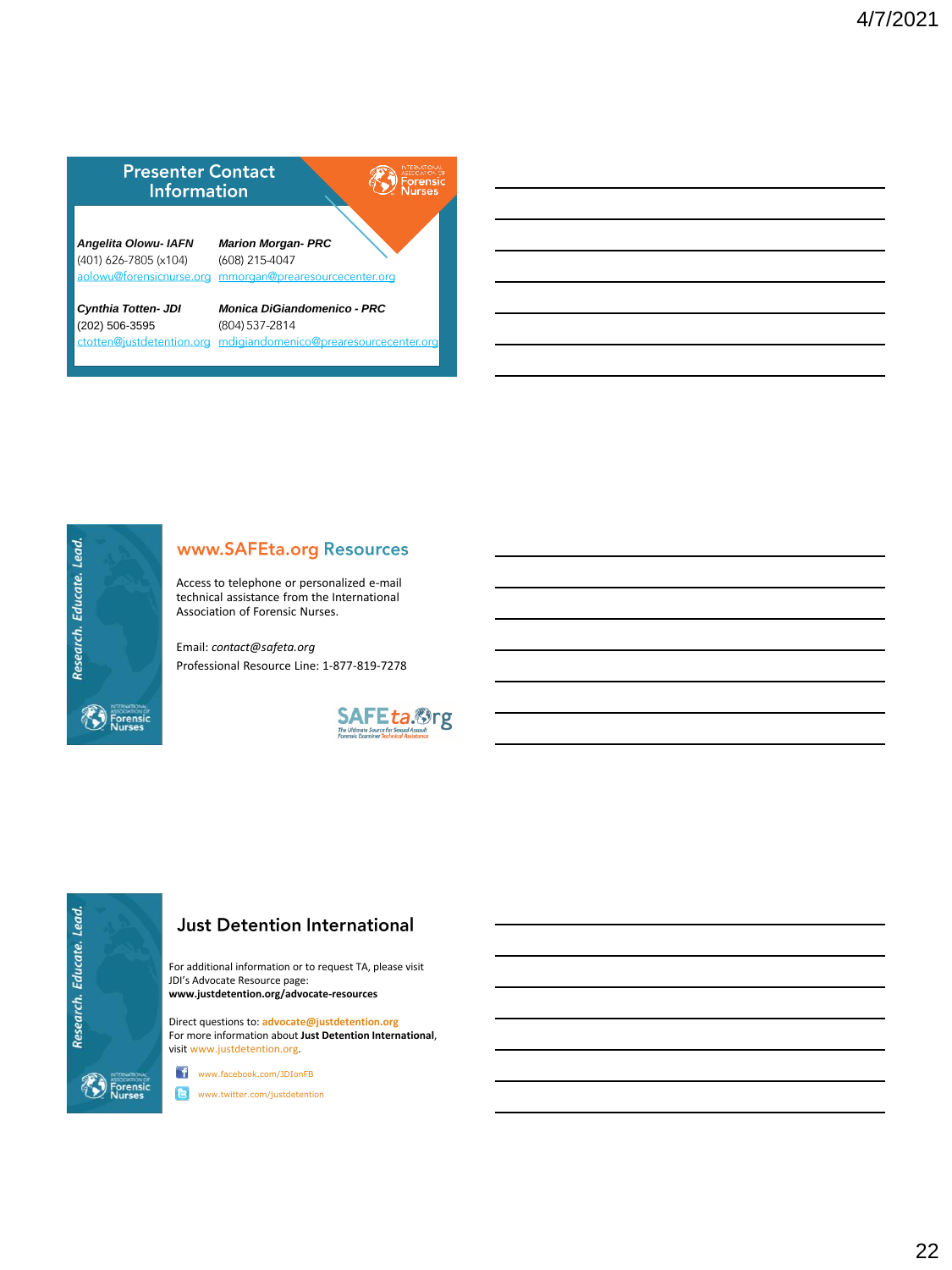## Presenter Contact Information

**_Angelita Olowu- IAFN_**
(401) 626-7805 (x104)
aolowu@forensicnurse.org

**_Marion Morgan- PRC_**
(608) 215-4047
mmorgan@prearesourcecenter.org

**_Cynthia Totten- JDI_**
(202) 506-3595
ctotten@justdetention.org

**_Monica DiGiandomenico - PRC_**
(804) 537-2814
mdigiandomenico@prearesourcecenter.org

## www.SAFEta.org Resources

Access to telephone or personalized e-mail technical assistance from the International Association of Forensic Nurses.

Email: *contact@safeta.org*
Professional Resource Line: 1-877-819-7278

## Just Detention International

For additional information or to request TA, please visit JDI's Advocate Resource page:
**www.justdetention.org/advocate-resources**

Direct questions to: **advocate@justdetention.org**
For more information about **Just Detention International**, visit www.justdetention.org.

www.facebook.com/JDIonFB
www.twitter.com/justdetention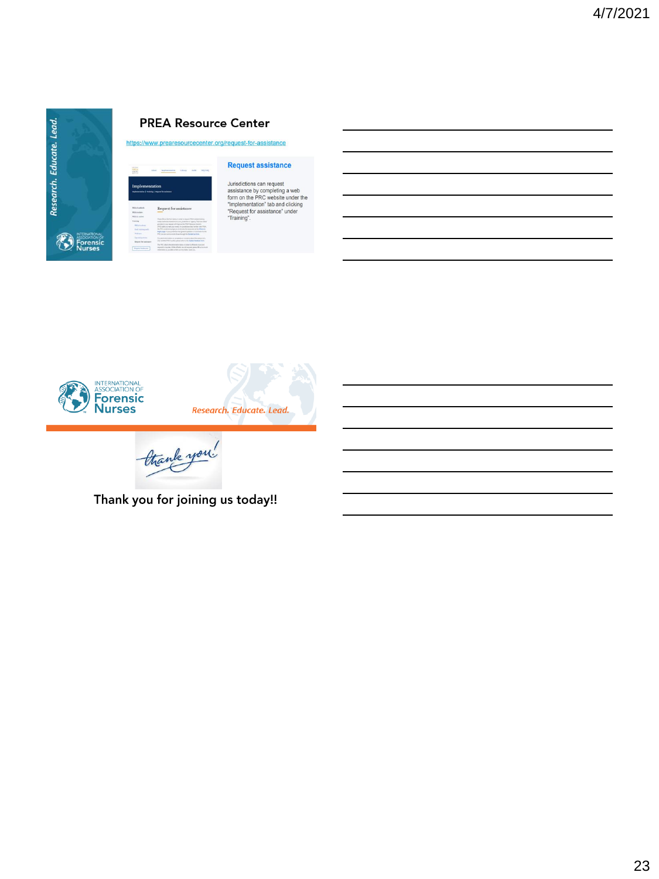## PREA Resource Center

https://www.prearesourcecenter.org/request-for-assistance

### Request assistance

Jurisdictions can request assistance by completing a web form on the PRC website under the "Implementation" tab and clicking "Request for assistance" under "Training".

Research. Educate. Lead.

Thank you for joining us today!!